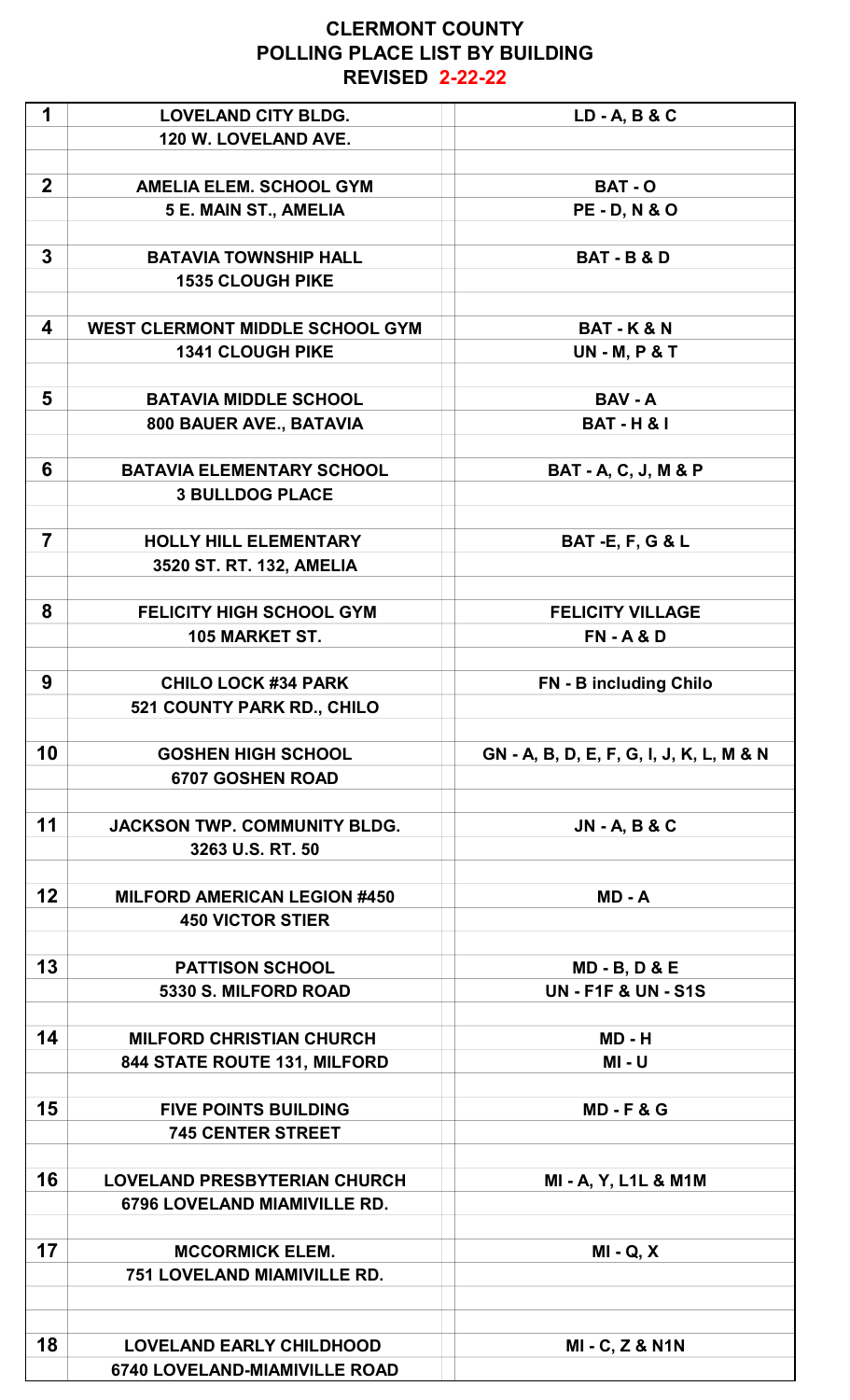# CLERMONT COUNTY
# POLLING PLACE LIST BY BUILDING
## REVISED 2-22-22

| | | |
|---|---|---|
| 1 | LOVELAND CITY BLDG.<br>120 W. LOVELAND AVE. | LD - A, B & C |
| 2 | AMELIA ELEM. SCHOOL GYM<br>5 E. MAIN ST., AMELIA | BAT - O<br>PE - D, N & O |
| 3 | BATAVIA TOWNSHIP HALL<br>1535 CLOUGH PIKE | BAT - B & D |
| 4 | WEST CLERMONT MIDDLE SCHOOL GYM<br>1341 CLOUGH PIKE | BAT - K & N<br>UN - M, P & T |
| 5 | BATAVIA MIDDLE SCHOOL<br>800 BAUER AVE., BATAVIA | BAV - A<br>BAT - H & I |
| 6 | BATAVIA ELEMENTARY SCHOOL<br>3 BULLDOG PLACE | BAT - A, C, J, M & P |
| 7 | HOLLY HILL ELEMENTARY<br>3520 ST. RT. 132, AMELIA | BAT -E, F, G & L |
| 8 | FELICITY HIGH SCHOOL GYM<br>105 MARKET ST. | FELICITY VILLAGE<br>FN - A & D |
| 9 | CHILO LOCK #34 PARK<br>521 COUNTY PARK RD., CHILO | FN - B including Chilo |
| 10 | GOSHEN HIGH SCHOOL<br>6707 GOSHEN ROAD | GN - A, B, D, E, F, G, I, J, K, L, M & N |
| 11 | JACKSON TWP. COMMUNITY BLDG.<br>3263 U.S. RT. 50 | JN - A, B & C |
| 12 | MILFORD AMERICAN LEGION #450<br>450 VICTOR STIER | MD - A |
| 13 | PATTISON SCHOOL<br>5330 S. MILFORD ROAD | MD - B, D & E<br>UN - F1F & UN - S1S |
| 14 | MILFORD CHRISTIAN CHURCH<br>844 STATE ROUTE 131, MILFORD | MD - H<br>MI - U |
| 15 | FIVE POINTS BUILDING<br>745 CENTER STREET | MD - F & G |
| 16 | LOVELAND PRESBYTERIAN CHURCH<br>6796 LOVELAND MIAMIVILLE RD. | MI - A, Y, L1L & M1M |
| 17 | MCCORMICK ELEM.<br>751 LOVELAND MIAMIVILLE RD. | MI - Q, X |
| 18 | LOVELAND EARLY CHILDHOOD<br>6740 LOVELAND-MIAMIVILLE ROAD | MI - C, Z & N1N |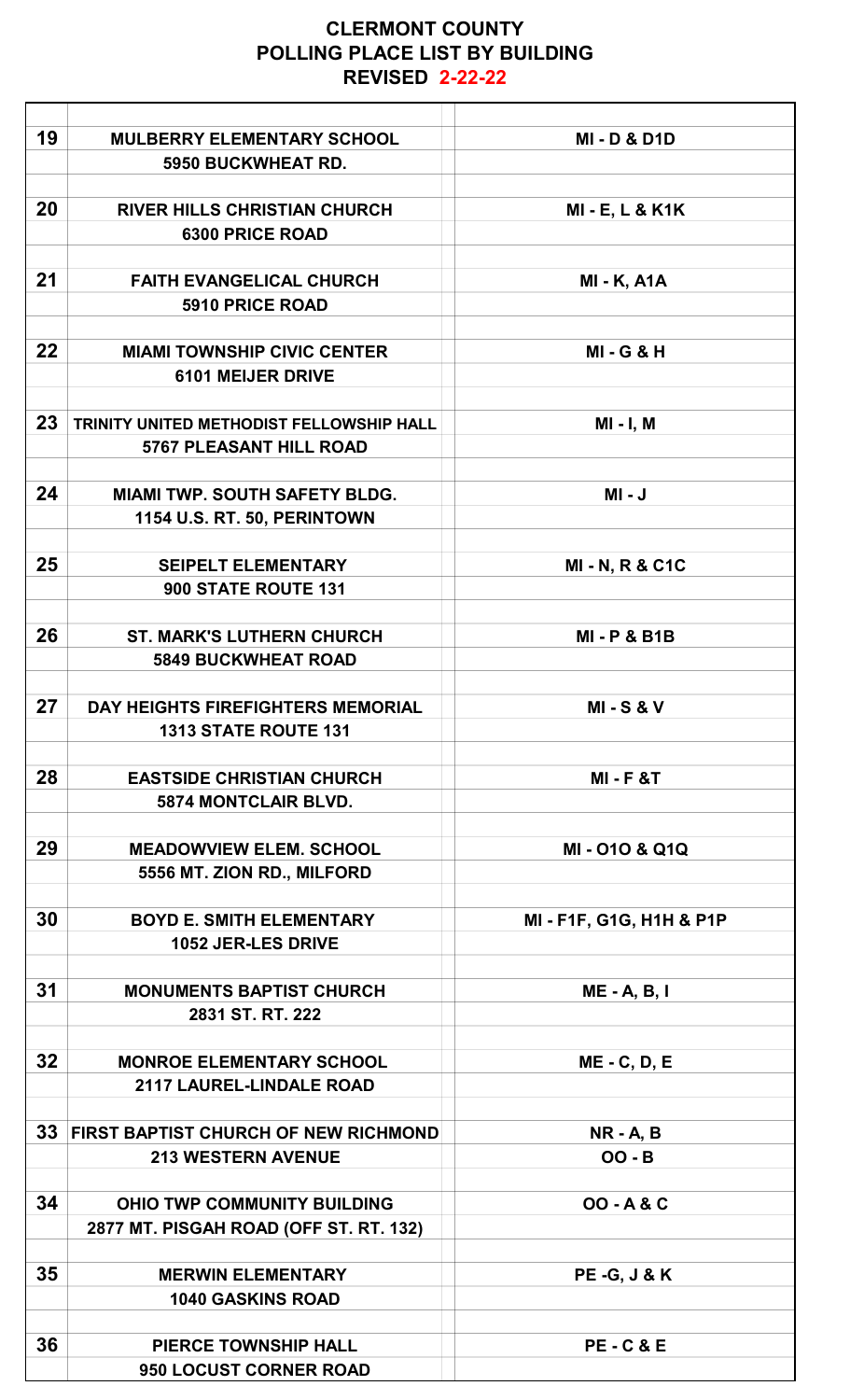# CLERMONT COUNTY
## POLLING PLACE LIST BY BUILDING
### REVISED 2-22-22

| | | |
|---|---|---|
| 19 | **MULBERRY ELEMENTARY SCHOOL**<br>5950 BUCKWHEAT RD. | MI - D & D1D |
| 20 | **RIVER HILLS CHRISTIAN CHURCH**<br>6300 PRICE ROAD | MI - E, L & K1K |
| 21 | **FAITH EVANGELICAL CHURCH**<br>5910 PRICE ROAD | MI - K, A1A |
| 22 | **MIAMI TOWNSHIP CIVIC CENTER**<br>6101 MEIJER DRIVE | MI - G & H |
| 23 | **TRINITY UNITED METHODIST FELLOWSHIP HALL**<br>5767 PLEASANT HILL ROAD | MI - I, M |
| 24 | **MIAMI TWP. SOUTH SAFETY BLDG.**<br>1154 U.S. RT. 50, PERINTOWN | MI - J |
| 25 | **SEIPELT ELEMENTARY**<br>900 STATE ROUTE 131 | MI - N, R & C1C |
| 26 | **ST. MARK'S LUTHERN CHURCH**<br>5849 BUCKWHEAT ROAD | MI - P & B1B |
| 27 | **DAY HEIGHTS FIREFIGHTERS MEMORIAL**<br>1313 STATE ROUTE 131 | MI - S & V |
| 28 | **EASTSIDE CHRISTIAN CHURCH**<br>5874 MONTCLAIR BLVD. | MI - F &T |
| 29 | **MEADOWVIEW ELEM. SCHOOL**<br>5556 MT. ZION RD., MILFORD | MI - O1O & Q1Q |
| 30 | **BOYD E. SMITH ELEMENTARY**<br>1052 JER-LES DRIVE | MI - F1F, G1G, H1H & P1P |
| 31 | **MONUMENTS BAPTIST CHURCH**<br>2831 ST. RT. 222 | ME - A, B, I |
| 32 | **MONROE ELEMENTARY SCHOOL**<br>2117 LAUREL-LINDALE ROAD | ME - C, D, E |
| 33 | **FIRST BAPTIST CHURCH OF NEW RICHMOND**<br>213 WESTERN AVENUE | NR - A, B<br>OO - B |
| 34 | **OHIO TWP COMMUNITY BUILDING**<br>2877 MT. PISGAH ROAD (OFF ST. RT. 132) | OO - A & C |
| 35 | **MERWIN ELEMENTARY**<br>1040 GASKINS ROAD | PE -G, J & K |
| 36 | **PIERCE TOWNSHIP HALL**<br>950 LOCUST CORNER ROAD | PE - C & E |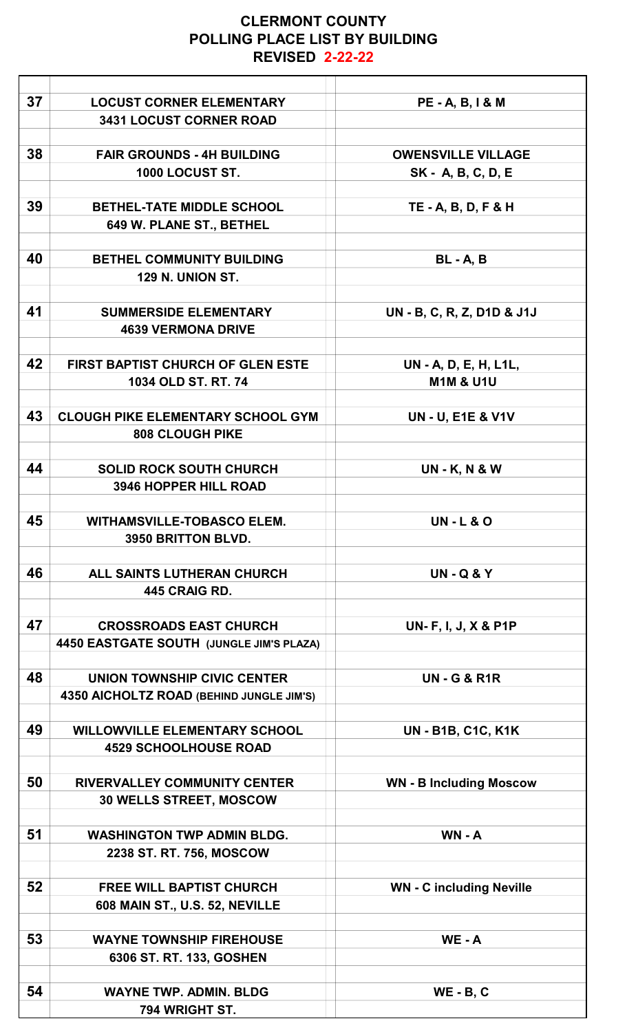# CLERMONT COUNTY
# POLLING PLACE LIST BY BUILDING
# REVISED 2-22-22

| | | |
|---|---|---|
| 37 | **LOCUST CORNER ELEMENTARY**<br>3431 LOCUST CORNER ROAD | PE - A, B, I & M |
| 38 | **FAIR GROUNDS - 4H BUILDING**<br>1000 LOCUST ST. | OWENSVILLE VILLAGE<br>SK - A, B, C, D, E |
| 39 | **BETHEL-TATE MIDDLE SCHOOL**<br>649 W. PLANE ST., BETHEL | TE - A, B, D, F & H |
| 40 | **BETHEL COMMUNITY BUILDING**<br>129 N. UNION ST. | BL - A, B |
| 41 | **SUMMERSIDE ELEMENTARY**<br>4639 VERMONA DRIVE | UN - B, C, R, Z, D1D & J1J |
| 42 | **FIRST BAPTIST CHURCH OF GLEN ESTE**<br>1034 OLD ST. RT. 74 | UN - A, D, E, H, L1L,<br>M1M & U1U |
| 43 | **CLOUGH PIKE ELEMENTARY SCHOOL GYM**<br>808 CLOUGH PIKE | UN - U, E1E & V1V |
| 44 | **SOLID ROCK SOUTH CHURCH**<br>3946 HOPPER HILL ROAD | UN - K, N & W |
| 45 | **WITHAMSVILLE-TOBASCO ELEM.**<br>3950 BRITTON BLVD. | UN - L & O |
| 46 | **ALL SAINTS LUTHERAN CHURCH**<br>445 CRAIG RD. | UN - Q & Y |
| 47 | **CROSSROADS EAST CHURCH**<br>4450 EASTGATE SOUTH (JUNGLE JIM'S PLAZA) | UN- F, I, J, X & P1P |
| 48 | **UNION TOWNSHIP CIVIC CENTER**<br>4350 AICHOLTZ ROAD (BEHIND JUNGLE JIM'S) | UN - G & R1R |
| 49 | **WILLOWVILLE ELEMENTARY SCHOOL**<br>4529 SCHOOLHOUSE ROAD | UN - B1B, C1C, K1K |
| 50 | **RIVERVALLEY COMMUNITY CENTER**<br>30 WELLS STREET, MOSCOW | WN - B Including Moscow |
| 51 | **WASHINGTON TWP ADMIN BLDG.**<br>2238 ST. RT. 756, MOSCOW | WN - A |
| 52 | **FREE WILL BAPTIST CHURCH**<br>608 MAIN ST., U.S. 52, NEVILLE | WN - C including Neville |
| 53 | **WAYNE TOWNSHIP FIREHOUSE**<br>6306 ST. RT. 133, GOSHEN | WE - A |
| 54 | **WAYNE TWP. ADMIN. BLDG**<br>794 WRIGHT ST. | WE - B, C |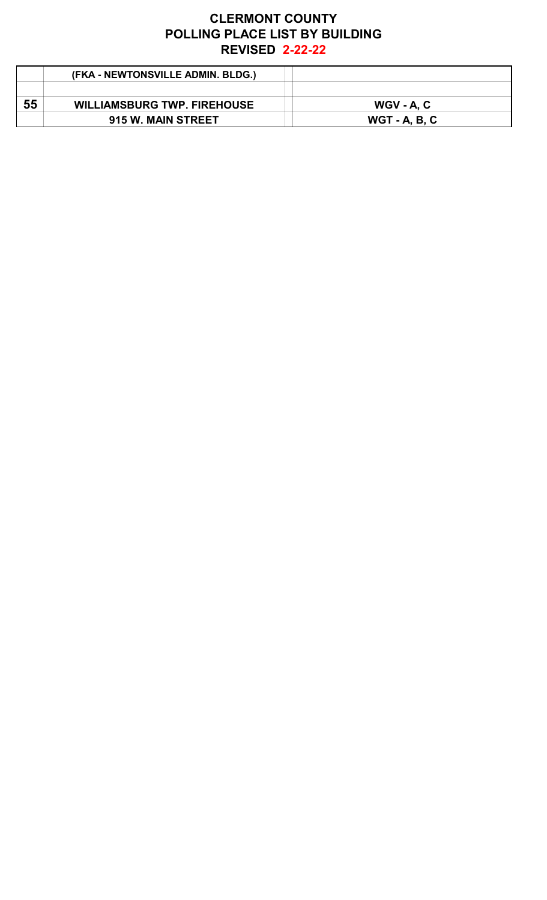# CLERMONT COUNTY
## POLLING PLACE LIST BY BUILDING
### REVISED 2-22-22

| | | |
|---|---|---|
| | (FKA - NEWTONSVILLE ADMIN. BLDG.) | |
| | | |
| 55 | WILLIAMSBURG TWP. FIREHOUSE | WGV - A, C |
| | 915 W. MAIN STREET | WGT - A, B, C |